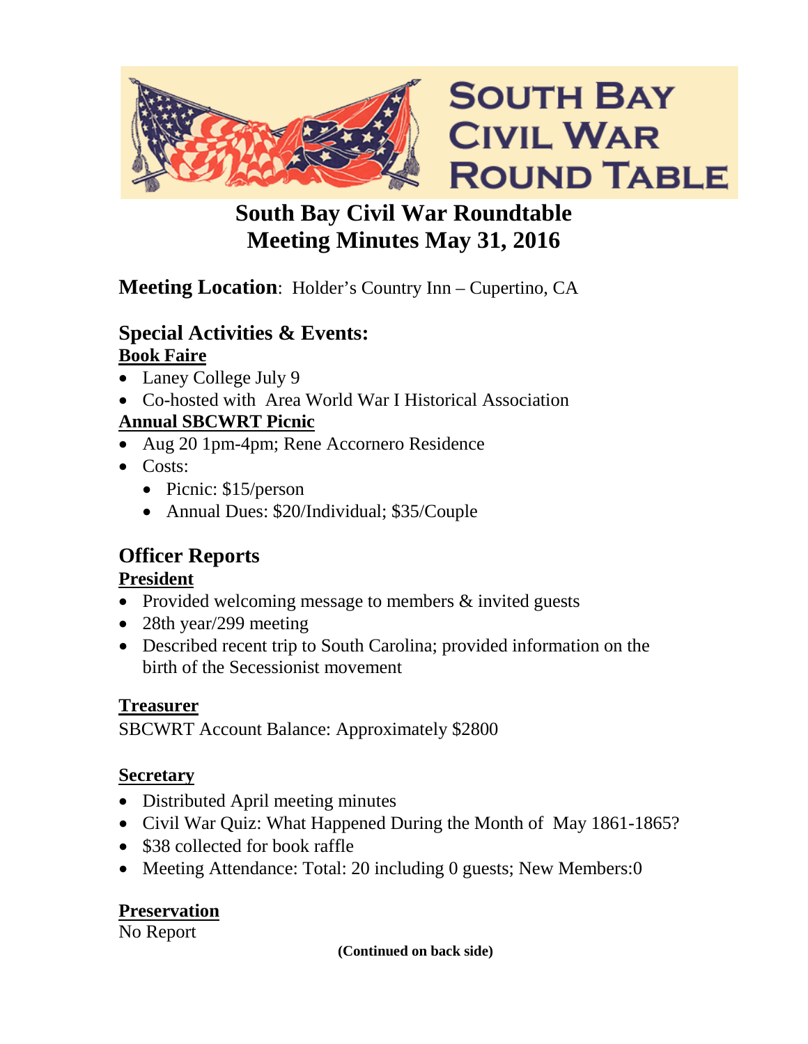SOUTH BAY CIVIL WAR ROUND TABLE

# South Bay Civil War Roundtable
# Meeting Minutes May 31, 2016

**Meeting Location**: Holder's Country Inn – Cupertino, CA

## Special Activities & Events:

**Book Faire**

- Laney College July 9
- Co-hosted with Area World War I Historical Association

**Annual SBCWRT Picnic**

- Aug 20 1pm-4pm; Rene Accornero Residence
- Costs:
  - Picnic: $15/person
  - Annual Dues: $20/Individual; $35/Couple

## Officer Reports

**President**

- Provided welcoming message to members & invited guests
- 28th year/299 meeting
- Described recent trip to South Carolina; provided information on the birth of the Secessionist movement

**Treasurer**

SBCWRT Account Balance: Approximately $2800

**Secretary**

- Distributed April meeting minutes
- Civil War Quiz: What Happened During the Month of May 1861-1865?
- $38 collected for book raffle
- Meeting Attendance: Total: 20 including 0 guests; New Members:0

**Preservation**

No Report

**(Continued on back side)**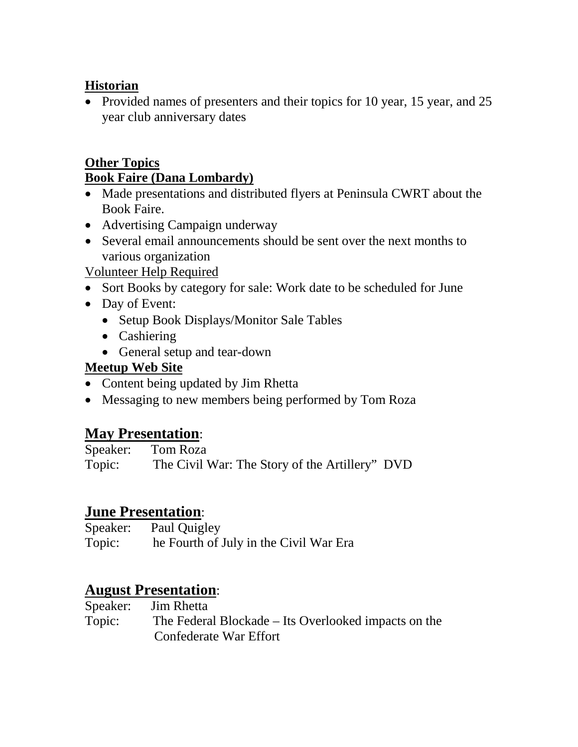**Historian**

- Provided names of presenters and their topics for 10 year, 15 year, and 25 year club anniversary dates

**Other Topics**

**Book Faire (Dana Lombardy)**

- Made presentations and distributed flyers at Peninsula CWRT about the Book Faire.
- Advertising Campaign underway
- Several email announcements should be sent over the next months to various organization

Volunteer Help Required

- Sort Books by category for sale: Work date to be scheduled for June
- Day of Event:
  - Setup Book Displays/Monitor Sale Tables
  - Cashiering
  - General setup and tear-down

**Meetup Web Site**

- Content being updated by Jim Rhetta
- Messaging to new members being performed by Tom Roza

## May Presentation:

Speaker: Tom Roza
Topic: The Civil War: The Story of the Artillery" DVD

## June Presentation:

Speaker: Paul Quigley
Topic: he Fourth of July in the Civil War Era

## August Presentation:

Speaker: Jim Rhetta
Topic: The Federal Blockade – Its Overlooked impacts on the Confederate War Effort